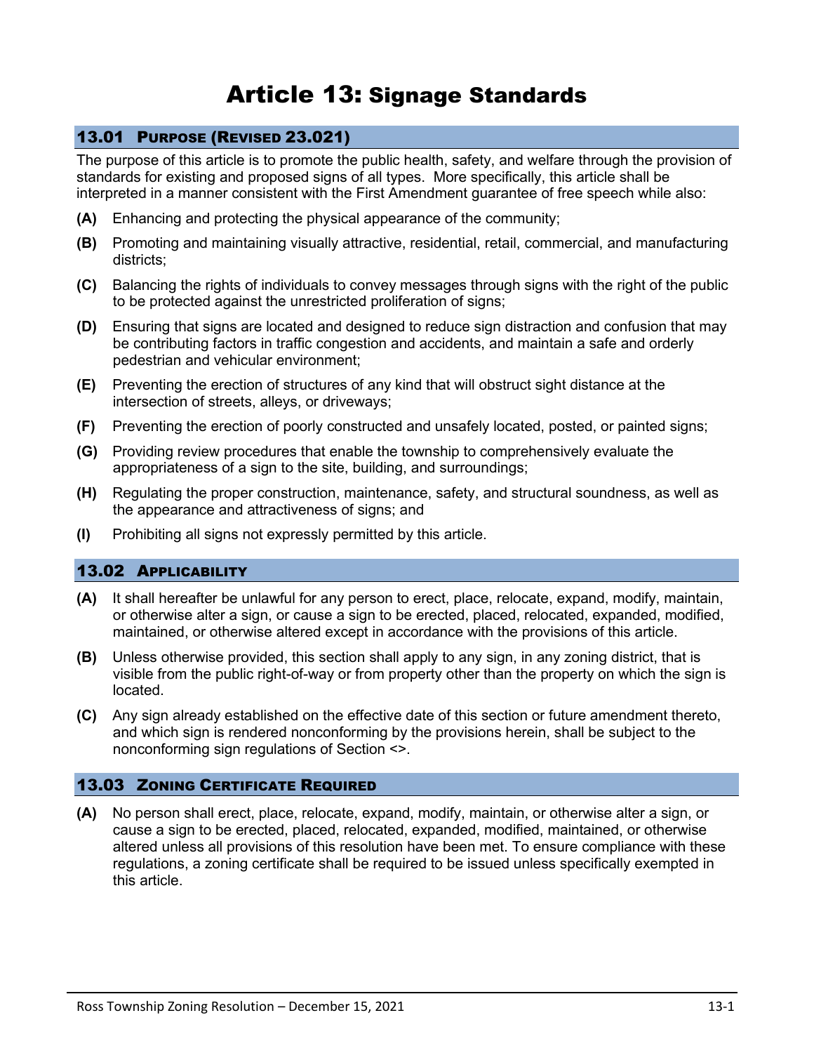# Article 13: Signage Standards

## 13.01 Purpose (Revised 23.021)

The purpose of this article is to promote the public health, safety, and welfare through the provision of standards for existing and proposed signs of all types. More specifically, this article shall be interpreted in a manner consistent with the First Amendment guarantee of free speech while also:

**(A)** Enhancing and protecting the physical appearance of the community;

**(B)** Promoting and maintaining visually attractive, residential, retail, commercial, and manufacturing districts;

**(C)** Balancing the rights of individuals to convey messages through signs with the right of the public to be protected against the unrestricted proliferation of signs;

**(D)** Ensuring that signs are located and designed to reduce sign distraction and confusion that may be contributing factors in traffic congestion and accidents, and maintain a safe and orderly pedestrian and vehicular environment;

**(E)** Preventing the erection of structures of any kind that will obstruct sight distance at the intersection of streets, alleys, or driveways;

**(F)** Preventing the erection of poorly constructed and unsafely located, posted, or painted signs;

**(G)** Providing review procedures that enable the township to comprehensively evaluate the appropriateness of a sign to the site, building, and surroundings;

**(H)** Regulating the proper construction, maintenance, safety, and structural soundness, as well as the appearance and attractiveness of signs; and

**(I)** Prohibiting all signs not expressly permitted by this article.

## 13.02 Applicability

**(A)** It shall hereafter be unlawful for any person to erect, place, relocate, expand, modify, maintain, or otherwise alter a sign, or cause a sign to be erected, placed, relocated, expanded, modified, maintained, or otherwise altered except in accordance with the provisions of this article.

**(B)** Unless otherwise provided, this section shall apply to any sign, in any zoning district, that is visible from the public right-of-way or from property other than the property on which the sign is located.

**(C)** Any sign already established on the effective date of this section or future amendment thereto, and which sign is rendered nonconforming by the provisions herein, shall be subject to the nonconforming sign regulations of Section <>.

## 13.03 Zoning Certificate Required

**(A)** No person shall erect, place, relocate, expand, modify, maintain, or otherwise alter a sign, or cause a sign to be erected, placed, relocated, expanded, modified, maintained, or otherwise altered unless all provisions of this resolution have been met. To ensure compliance with these regulations, a zoning certificate shall be required to be issued unless specifically exempted in this article.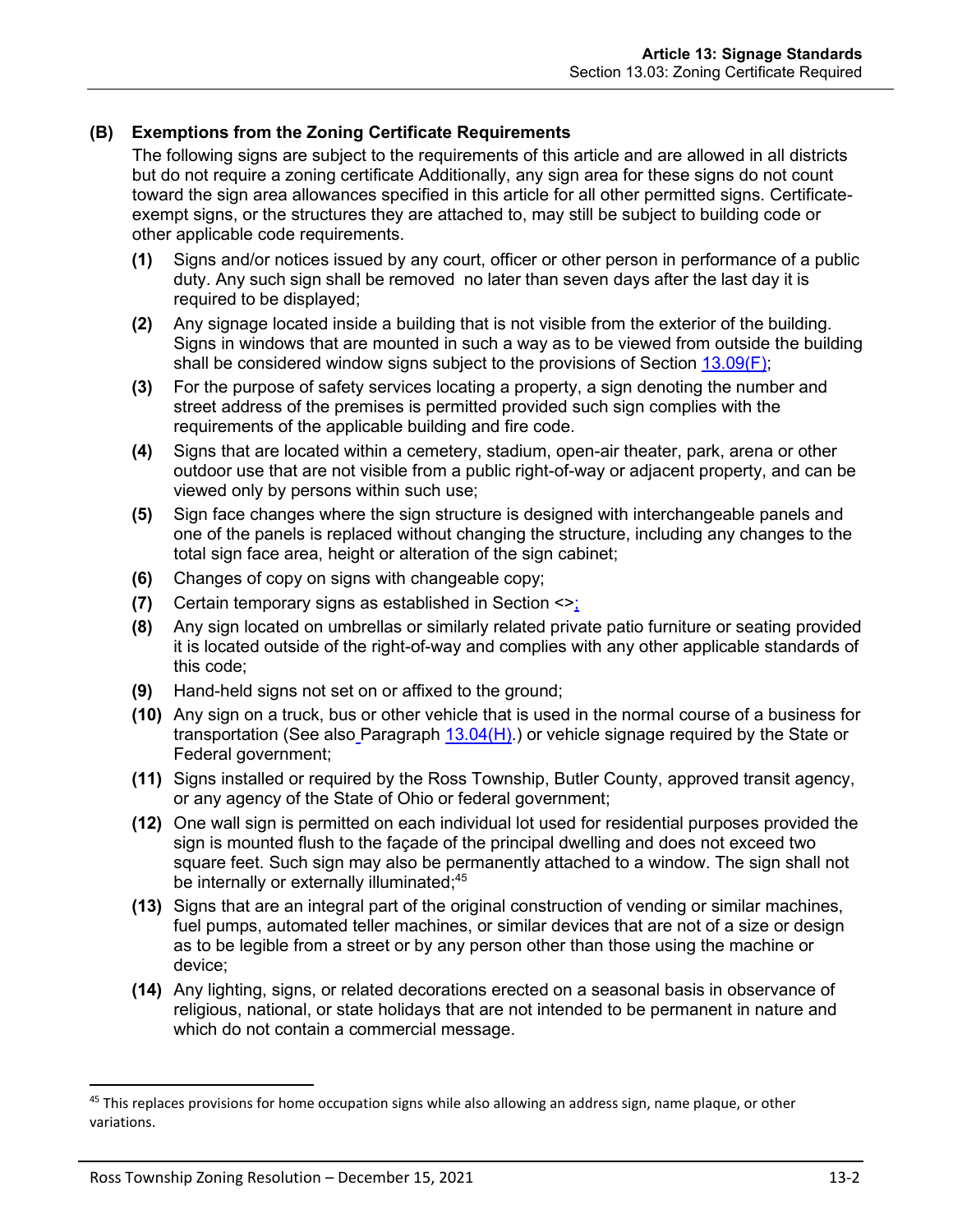### (B) Exemptions from the Zoning Certificate Requirements

The following signs are subject to the requirements of this article and are allowed in all districts but do not require a zoning certificate Additionally, any sign area for these signs do not count toward the sign area allowances specified in this article for all other permitted signs. Certificate-exempt signs, or the structures they are attached to, may still be subject to building code or other applicable code requirements.

- **(1)** Signs and/or notices issued by any court, officer or other person in performance of a public duty. Any such sign shall be removed no later than seven days after the last day it is required to be displayed;
- **(2)** Any signage located inside a building that is not visible from the exterior of the building. Signs in windows that are mounted in such a way as to be viewed from outside the building shall be considered window signs subject to the provisions of Section 13.09(F);
- **(3)** For the purpose of safety services locating a property, a sign denoting the number and street address of the premises is permitted provided such sign complies with the requirements of the applicable building and fire code.
- **(4)** Signs that are located within a cemetery, stadium, open-air theater, park, arena or other outdoor use that are not visible from a public right-of-way or adjacent property, and can be viewed only by persons within such use;
- **(5)** Sign face changes where the sign structure is designed with interchangeable panels and one of the panels is replaced without changing the structure, including any changes to the total sign face area, height or alteration of the sign cabinet;
- **(6)** Changes of copy on signs with changeable copy;
- **(7)** Certain temporary signs as established in Section <>;
- **(8)** Any sign located on umbrellas or similarly related private patio furniture or seating provided it is located outside of the right-of-way and complies with any other applicable standards of this code;
- **(9)** Hand-held signs not set on or affixed to the ground;
- **(10)** Any sign on a truck, bus or other vehicle that is used in the normal course of a business for transportation (See also Paragraph 13.04(H).) or vehicle signage required by the State or Federal government;
- **(11)** Signs installed or required by the Ross Township, Butler County, approved transit agency, or any agency of the State of Ohio or federal government;
- **(12)** One wall sign is permitted on each individual lot used for residential purposes provided the sign is mounted flush to the façade of the principal dwelling and does not exceed two square feet. Such sign may also be permanently attached to a window. The sign shall not be internally or externally illuminated;[45]
- **(13)** Signs that are an integral part of the original construction of vending or similar machines, fuel pumps, automated teller machines, or similar devices that are not of a size or design as to be legible from a street or by any person other than those using the machine or device;
- **(14)** Any lighting, signs, or related decorations erected on a seasonal basis in observance of religious, national, or state holidays that are not intended to be permanent in nature and which do not contain a commercial message.

---

[45] This replaces provisions for home occupation signs while also allowing an address sign, name plaque, or other variations.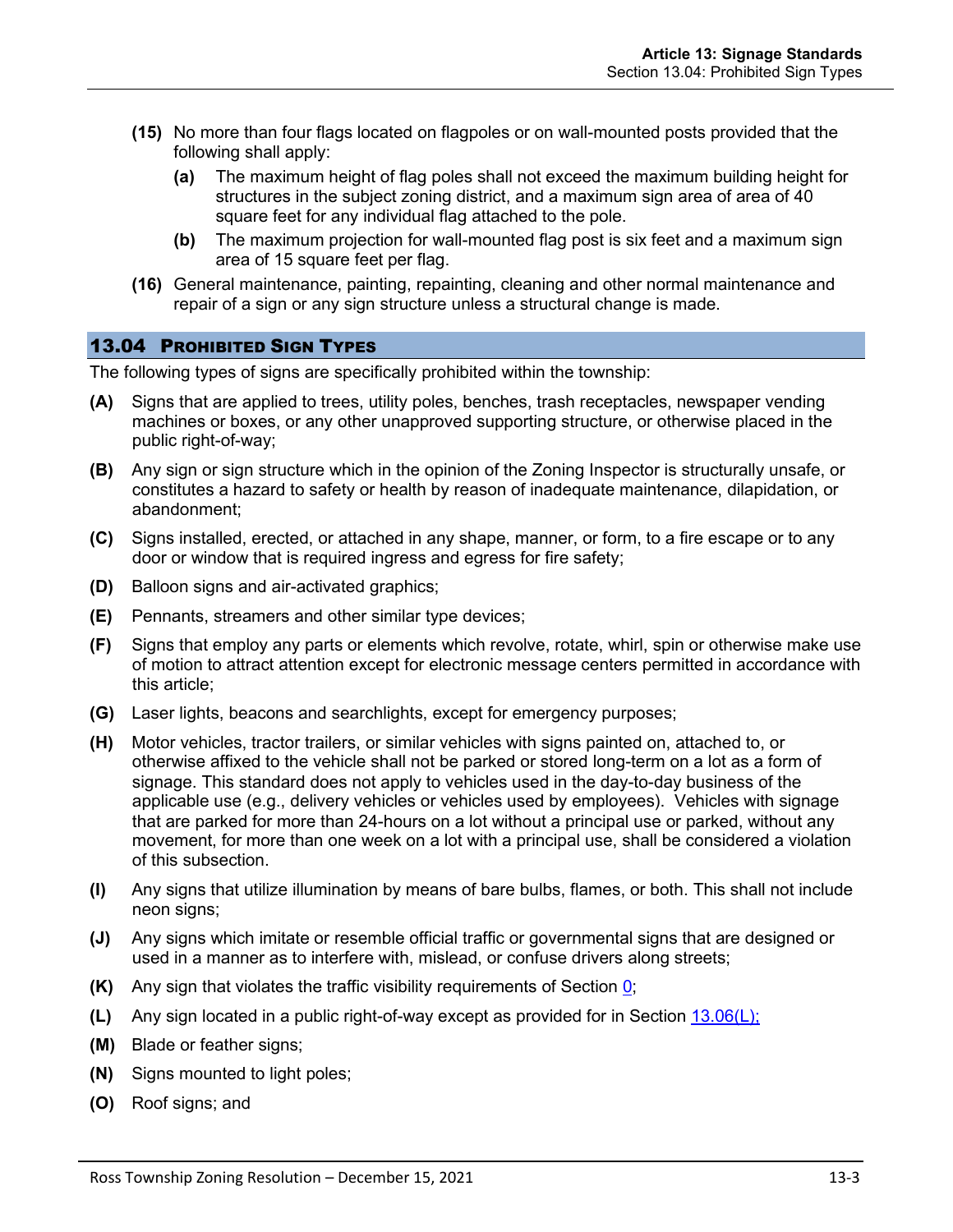**(15)** No more than four flags located on flagpoles or on wall-mounted posts provided that the following shall apply:

- **(a)** The maximum height of flag poles shall not exceed the maximum building height for structures in the subject zoning district, and a maximum sign area of area of 40 square feet for any individual flag attached to the pole.
- **(b)** The maximum projection for wall-mounted flag post is six feet and a maximum sign area of 15 square feet per flag.

**(16)** General maintenance, painting, repainting, cleaning and other normal maintenance and repair of a sign or any sign structure unless a structural change is made.

## 13.04 Prohibited Sign Types

The following types of signs are specifically prohibited within the township:

**(A)** Signs that are applied to trees, utility poles, benches, trash receptacles, newspaper vending machines or boxes, or any other unapproved supporting structure, or otherwise placed in the public right-of-way;

**(B)** Any sign or sign structure which in the opinion of the Zoning Inspector is structurally unsafe, or constitutes a hazard to safety or health by reason of inadequate maintenance, dilapidation, or abandonment;

**(C)** Signs installed, erected, or attached in any shape, manner, or form, to a fire escape or to any door or window that is required ingress and egress for fire safety;

**(D)** Balloon signs and air-activated graphics;

**(E)** Pennants, streamers and other similar type devices;

**(F)** Signs that employ any parts or elements which revolve, rotate, whirl, spin or otherwise make use of motion to attract attention except for electronic message centers permitted in accordance with this article;

**(G)** Laser lights, beacons and searchlights, except for emergency purposes;

**(H)** Motor vehicles, tractor trailers, or similar vehicles with signs painted on, attached to, or otherwise affixed to the vehicle shall not be parked or stored long-term on a lot as a form of signage. This standard does not apply to vehicles used in the day-to-day business of the applicable use (e.g., delivery vehicles or vehicles used by employees). Vehicles with signage that are parked for more than 24-hours on a lot without a principal use or parked, without any movement, for more than one week on a lot with a principal use, shall be considered a violation of this subsection.

**(I)** Any signs that utilize illumination by means of bare bulbs, flames, or both. This shall not include neon signs;

**(J)** Any signs which imitate or resemble official traffic or governmental signs that are designed or used in a manner as to interfere with, mislead, or confuse drivers along streets;

**(K)** Any sign that violates the traffic visibility requirements of Section 0;

**(L)** Any sign located in a public right-of-way except as provided for in Section 13.06(L);

**(M)** Blade or feather signs;

**(N)** Signs mounted to light poles;

**(O)** Roof signs; and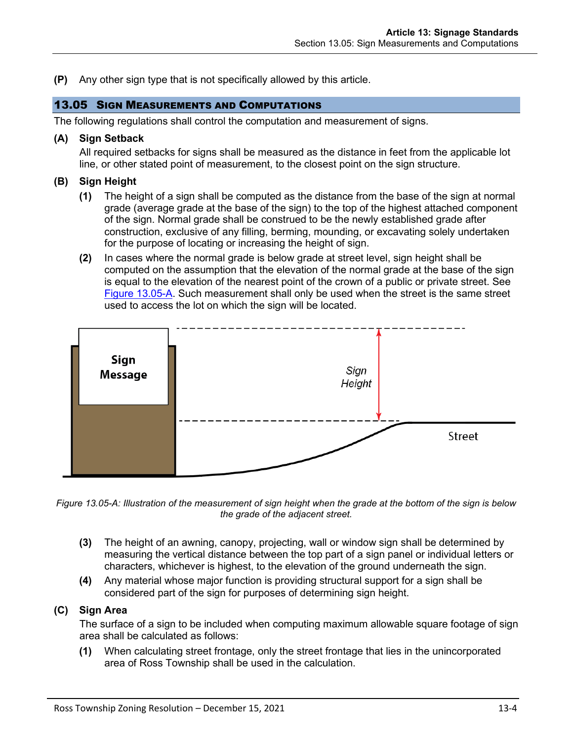**(P)** Any other sign type that is not specifically allowed by this article.

## 13.05 Sign Measurements and Computations

The following regulations shall control the computation and measurement of signs.

**(A) Sign Setback**

All required setbacks for signs shall be measured as the distance in feet from the applicable lot line, or other stated point of measurement, to the closest point on the sign structure.

**(B) Sign Height**

**(1)** The height of a sign shall be computed as the distance from the base of the sign at normal grade (average grade at the base of the sign) to the top of the highest attached component of the sign. Normal grade shall be construed to be the newly established grade after construction, exclusive of any filling, berming, mounding, or excavating solely undertaken for the purpose of locating or increasing the height of sign.

**(2)** In cases where the normal grade is below grade at street level, sign height shall be computed on the assumption that the elevation of the normal grade at the base of the sign is equal to the elevation of the nearest point of the crown of a public or private street. See Figure 13.05-A. Such measurement shall only be used when the street is the same street used to access the lot on which the sign will be located.

*Figure 13.05-A: Illustration of the measurement of sign height when the grade at the bottom of the sign is below the grade of the adjacent street.*

**(3)** The height of an awning, canopy, projecting, wall or window sign shall be determined by measuring the vertical distance between the top part of a sign panel or individual letters or characters, whichever is highest, to the elevation of the ground underneath the sign.

**(4)** Any material whose major function is providing structural support for a sign shall be considered part of the sign for purposes of determining sign height.

**(C) Sign Area**

The surface of a sign to be included when computing maximum allowable square footage of sign area shall be calculated as follows:

**(1)** When calculating street frontage, only the street frontage that lies in the unincorporated area of Ross Township shall be used in the calculation.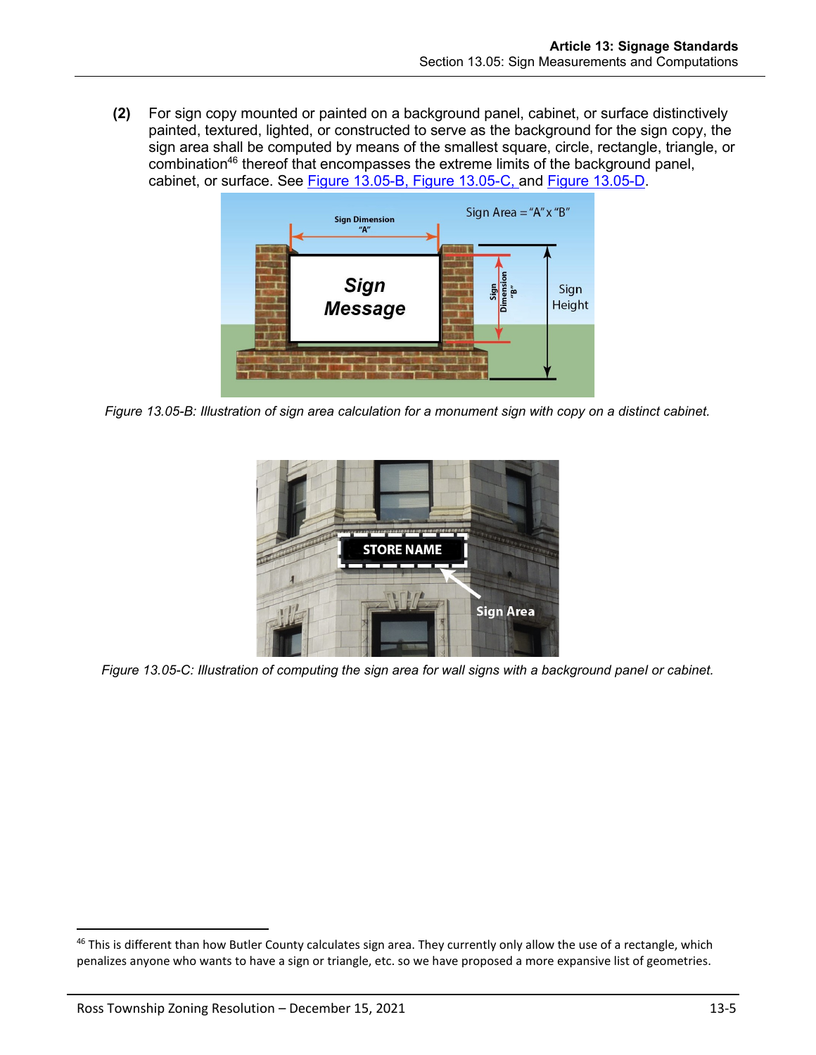**(2)** For sign copy mounted or painted on a background panel, cabinet, or surface distinctively painted, textured, lighted, or constructed to serve as the background for the sign copy, the sign area shall be computed by means of the smallest square, circle, rectangle, triangle, or combination[46] thereof that encompasses the extreme limits of the background panel, cabinet, or surface. See Figure 13.05-B, Figure 13.05-C, and Figure 13.05-D.

*Figure 13.05-B: Illustration of sign area calculation for a monument sign with copy on a distinct cabinet.*

*Figure 13.05-C: Illustration of computing the sign area for wall signs with a background panel or cabinet.*

[46] This is different than how Butler County calculates sign area. They currently only allow the use of a rectangle, which penalizes anyone who wants to have a sign or triangle, etc. so we have proposed a more expansive list of geometries.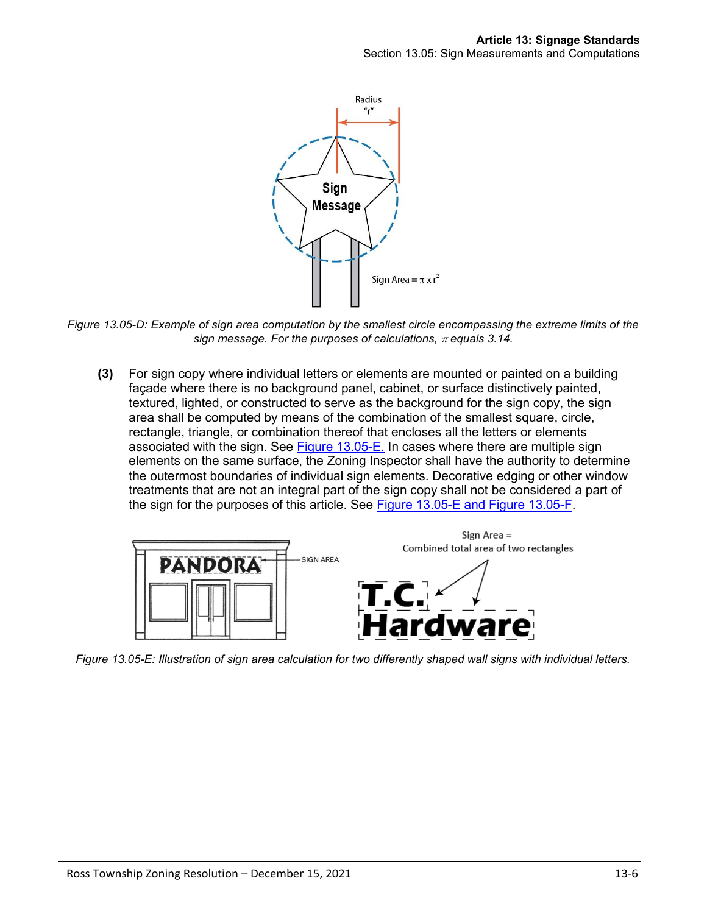*Figure 13.05-D: Example of sign area computation by the smallest circle encompassing the extreme limits of the sign message. For the purposes of calculations, $\pi$ equals 3.14.*

**(3)** For sign copy where individual letters or elements are mounted or painted on a building façade where there is no background panel, cabinet, or surface distinctively painted, textured, lighted, or constructed to serve as the background for the sign copy, the sign area shall be computed by means of the combination of the smallest square, circle, rectangle, triangle, or combination thereof that encloses all the letters or elements associated with the sign. See Figure 13.05-E. In cases where there are multiple sign elements on the same surface, the Zoning Inspector shall have the authority to determine the outermost boundaries of individual sign elements. Decorative edging or other window treatments that are not an integral part of the sign copy shall not be considered a part of the sign for the purposes of this article. See Figure 13.05-E and Figure 13.05-F.

*Figure 13.05-E: Illustration of sign area calculation for two differently shaped wall signs with individual letters.*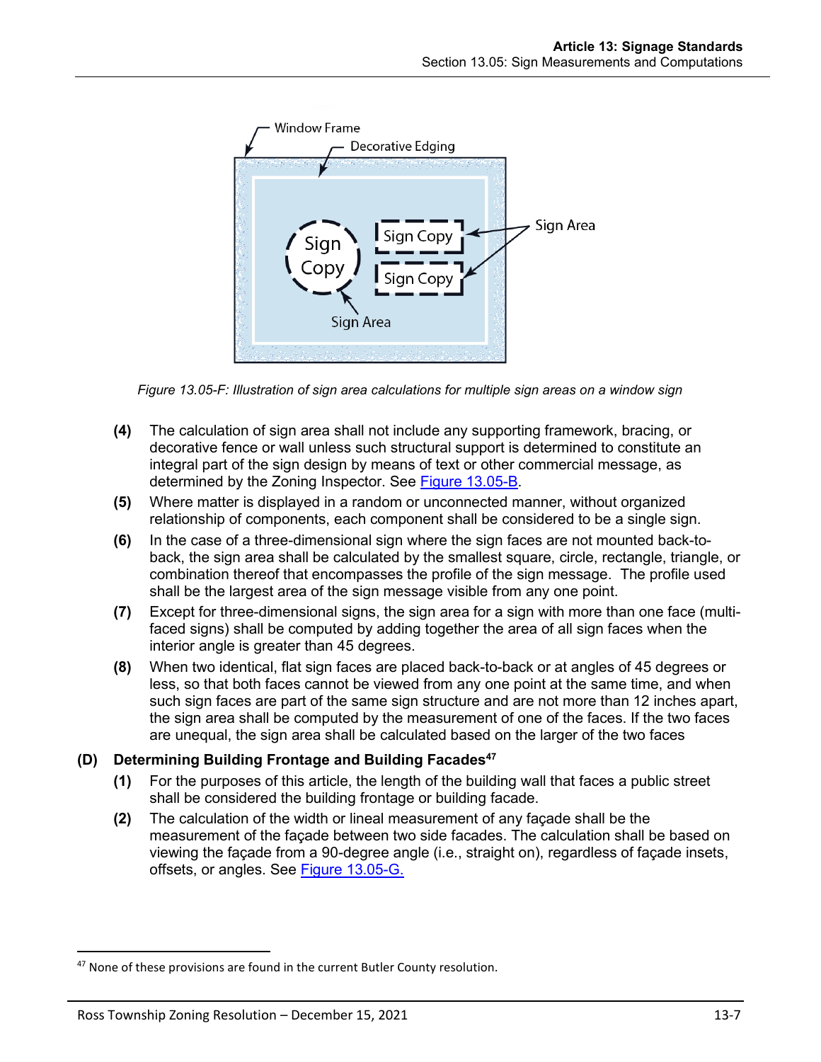Figure 13.05-F: Illustration of sign area calculations for multiple sign areas on a window sign

**(4)** The calculation of sign area shall not include any supporting framework, bracing, or decorative fence or wall unless such structural support is determined to constitute an integral part of the sign design by means of text or other commercial message, as determined by the Zoning Inspector. See [Figure 13.05-B](#).

**(5)** Where matter is displayed in a random or unconnected manner, without organized relationship of components, each component shall be considered to be a single sign.

**(6)** In the case of a three-dimensional sign where the sign faces are not mounted back-to-back, the sign area shall be calculated by the smallest square, circle, rectangle, triangle, or combination thereof that encompasses the profile of the sign message. The profile used shall be the largest area of the sign message visible from any one point.

**(7)** Except for three-dimensional signs, the sign area for a sign with more than one face (multi-faced signs) shall be computed by adding together the area of all sign faces when the interior angle is greater than 45 degrees.

**(8)** When two identical, flat sign faces are placed back-to-back or at angles of 45 degrees or less, so that both faces cannot be viewed from any one point at the same time, and when such sign faces are part of the same sign structure and are not more than 12 inches apart, the sign area shall be computed by the measurement of one of the faces. If the two faces are unequal, the sign area shall be calculated based on the larger of the two faces

### (D) Determining Building Frontage and Building Facades[47]

**(1)** For the purposes of this article, the length of the building wall that faces a public street shall be considered the building frontage or building facade.

**(2)** The calculation of the width or lineal measurement of any façade shall be the measurement of the façade between two side facades. The calculation shall be based on viewing the façade from a 90-degree angle (i.e., straight on), regardless of façade insets, offsets, or angles. See [Figure 13.05-G.](#)

---

[47] None of these provisions are found in the current Butler County resolution.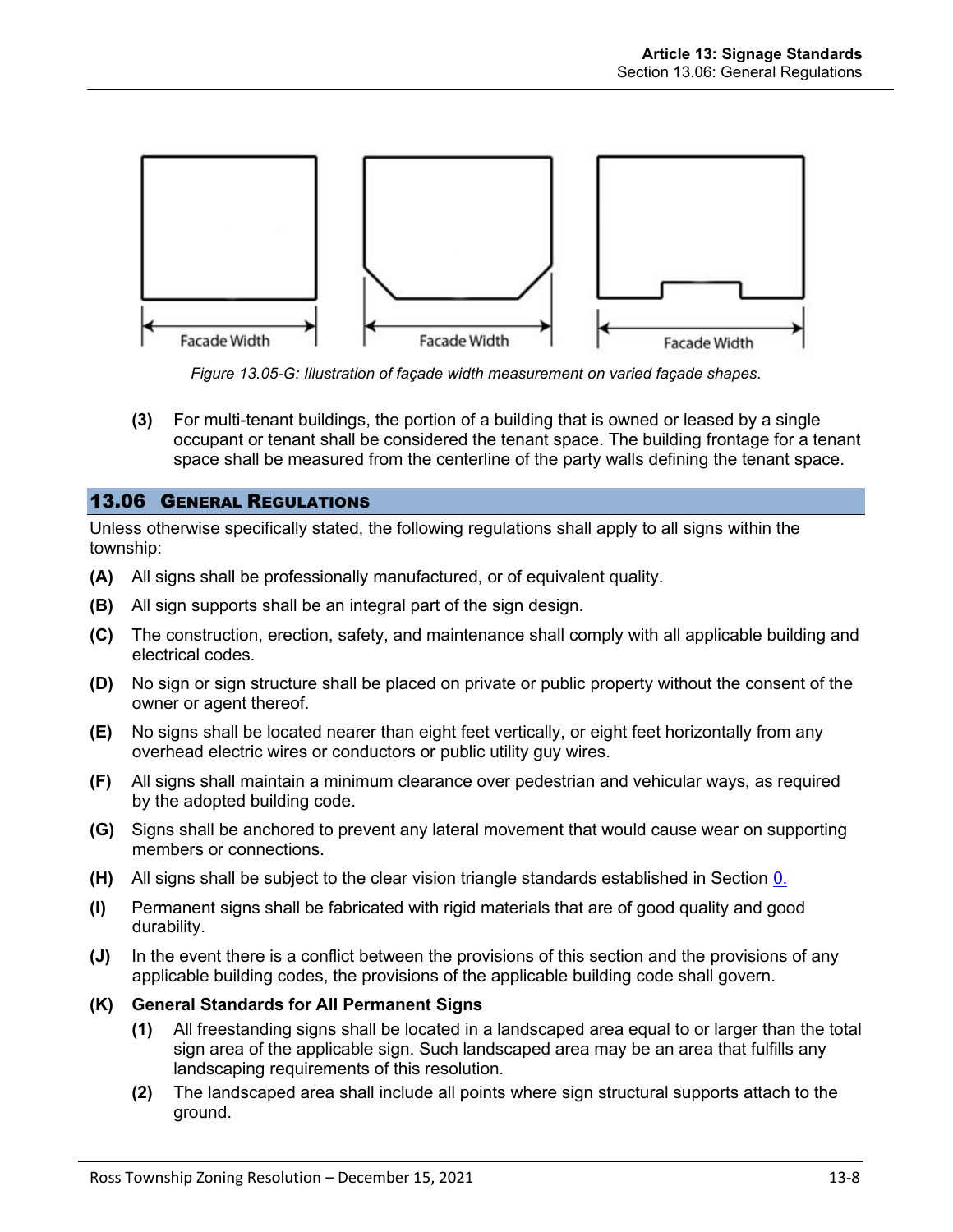Facade Width Facade Width Facade Width

*Figure 13.05-G: Illustration of façade width measurement on varied façade shapes.*

**(3)** For multi-tenant buildings, the portion of a building that is owned or leased by a single occupant or tenant shall be considered the tenant space. The building frontage for a tenant space shall be measured from the centerline of the party walls defining the tenant space.

## 13.06 General Regulations

Unless otherwise specifically stated, the following regulations shall apply to all signs within the township:

**(A)** All signs shall be professionally manufactured, or of equivalent quality.

**(B)** All sign supports shall be an integral part of the sign design.

**(C)** The construction, erection, safety, and maintenance shall comply with all applicable building and electrical codes.

**(D)** No sign or sign structure shall be placed on private or public property without the consent of the owner or agent thereof.

**(E)** No signs shall be located nearer than eight feet vertically, or eight feet horizontally from any overhead electric wires or conductors or public utility guy wires.

**(F)** All signs shall maintain a minimum clearance over pedestrian and vehicular ways, as required by the adopted building code.

**(G)** Signs shall be anchored to prevent any lateral movement that would cause wear on supporting members or connections.

**(H)** All signs shall be subject to the clear vision triangle standards established in Section 0.

**(I)** Permanent signs shall be fabricated with rigid materials that are of good quality and good durability.

**(J)** In the event there is a conflict between the provisions of this section and the provisions of any applicable building codes, the provisions of the applicable building code shall govern.

**(K) General Standards for All Permanent Signs**

**(1)** All freestanding signs shall be located in a landscaped area equal to or larger than the total sign area of the applicable sign. Such landscaped area may be an area that fulfills any landscaping requirements of this resolution.

**(2)** The landscaped area shall include all points where sign structural supports attach to the ground.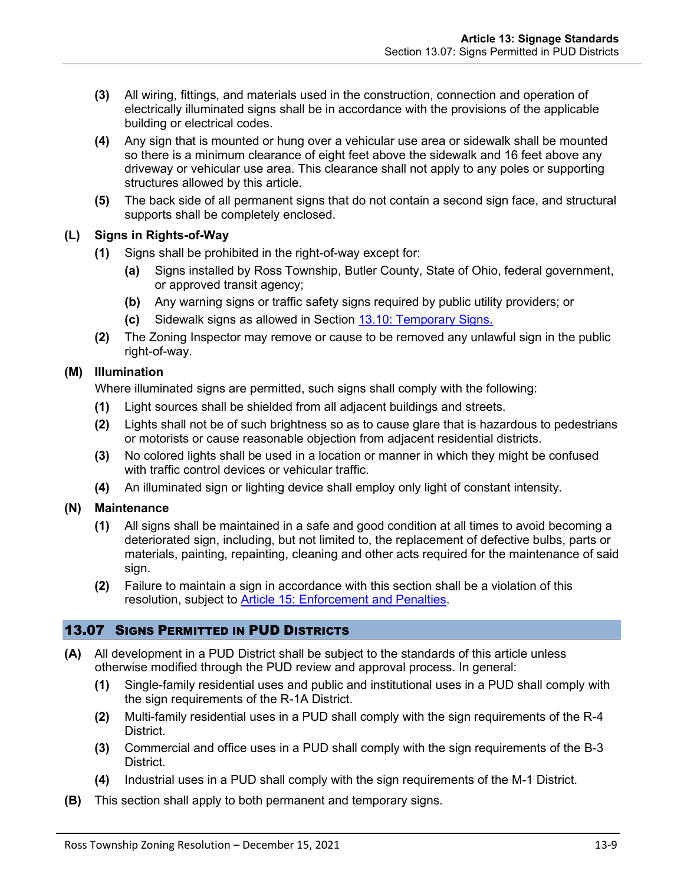**(3)** All wiring, fittings, and materials used in the construction, connection and operation of electrically illuminated signs shall be in accordance with the provisions of the applicable building or electrical codes.

**(4)** Any sign that is mounted or hung over a vehicular use area or sidewalk shall be mounted so there is a minimum clearance of eight feet above the sidewalk and 16 feet above any driveway or vehicular use area. This clearance shall not apply to any poles or supporting structures allowed by this article.

**(5)** The back side of all permanent signs that do not contain a second sign face, and structural supports shall be completely enclosed.

**(L) Signs in Rights-of-Way**

**(1)** Signs shall be prohibited in the right-of-way except for:

**(a)** Signs installed by Ross Township, Butler County, State of Ohio, federal government, or approved transit agency;

**(b)** Any warning signs or traffic safety signs required by public utility providers; or

**(c)** Sidewalk signs as allowed in Section 13.10: Temporary Signs.

**(2)** The Zoning Inspector may remove or cause to be removed any unlawful sign in the public right-of-way.

**(M) Illumination**

Where illuminated signs are permitted, such signs shall comply with the following:

**(1)** Light sources shall be shielded from all adjacent buildings and streets.

**(2)** Lights shall not be of such brightness so as to cause glare that is hazardous to pedestrians or motorists or cause reasonable objection from adjacent residential districts.

**(3)** No colored lights shall be used in a location or manner in which they might be confused with traffic control devices or vehicular traffic.

**(4)** An illuminated sign or lighting device shall employ only light of constant intensity.

**(N) Maintenance**

**(1)** All signs shall be maintained in a safe and good condition at all times to avoid becoming a deteriorated sign, including, but not limited to, the replacement of defective bulbs, parts or materials, painting, repainting, cleaning and other acts required for the maintenance of said sign.

**(2)** Failure to maintain a sign in accordance with this section shall be a violation of this resolution, subject to Article 15: Enforcement and Penalties.

## 13.07 Signs Permitted in PUD Districts

**(A)** All development in a PUD District shall be subject to the standards of this article unless otherwise modified through the PUD review and approval process. In general:

**(1)** Single-family residential uses and public and institutional uses in a PUD shall comply with the sign requirements of the R-1A District.

**(2)** Multi-family residential uses in a PUD shall comply with the sign requirements of the R-4 District.

**(3)** Commercial and office uses in a PUD shall comply with the sign requirements of the B-3 District.

**(4)** Industrial uses in a PUD shall comply with the sign requirements of the M-1 District.

**(B)** This section shall apply to both permanent and temporary signs.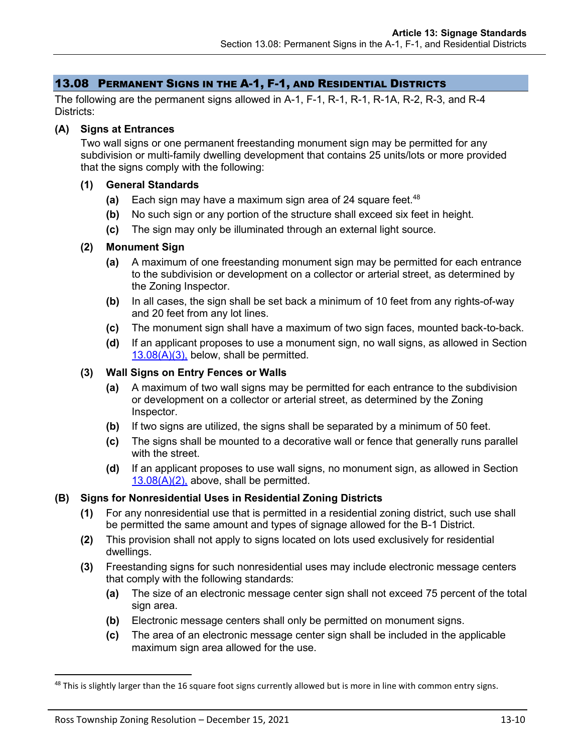## 13.08 Permanent Signs in the A-1, F-1, and Residential Districts

The following are the permanent signs allowed in A-1, F-1, R-1, R-1, R-1A, R-2, R-3, and R-4 Districts:

**(A) Signs at Entrances**

Two wall signs or one permanent freestanding monument sign may be permitted for any subdivision or multi-family dwelling development that contains 25 units/lots or more provided that the signs comply with the following:

**(1) General Standards**

**(a)** Each sign may have a maximum sign area of 24 square feet.[48]

**(b)** No such sign or any portion of the structure shall exceed six feet in height.

**(c)** The sign may only be illuminated through an external light source.

**(2) Monument Sign**

**(a)** A maximum of one freestanding monument sign may be permitted for each entrance to the subdivision or development on a collector or arterial street, as determined by the Zoning Inspector.

**(b)** In all cases, the sign shall be set back a minimum of 10 feet from any rights-of-way and 20 feet from any lot lines.

**(c)** The monument sign shall have a maximum of two sign faces, mounted back-to-back.

**(d)** If an applicant proposes to use a monument sign, no wall signs, as allowed in Section 13.08(A)(3), below, shall be permitted.

**(3) Wall Signs on Entry Fences or Walls**

**(a)** A maximum of two wall signs may be permitted for each entrance to the subdivision or development on a collector or arterial street, as determined by the Zoning Inspector.

**(b)** If two signs are utilized, the signs shall be separated by a minimum of 50 feet.

**(c)** The signs shall be mounted to a decorative wall or fence that generally runs parallel with the street.

**(d)** If an applicant proposes to use wall signs, no monument sign, as allowed in Section 13.08(A)(2), above, shall be permitted.

**(B) Signs for Nonresidential Uses in Residential Zoning Districts**

**(1)** For any nonresidential use that is permitted in a residential zoning district, such use shall be permitted the same amount and types of signage allowed for the B-1 District.

**(2)** This provision shall not apply to signs located on lots used exclusively for residential dwellings.

**(3)** Freestanding signs for such nonresidential uses may include electronic message centers that comply with the following standards:

**(a)** The size of an electronic message center sign shall not exceed 75 percent of the total sign area.

**(b)** Electronic message centers shall only be permitted on monument signs.

**(c)** The area of an electronic message center sign shall be included in the applicable maximum sign area allowed for the use.

---

[48] This is slightly larger than the 16 square foot signs currently allowed but is more in line with common entry signs.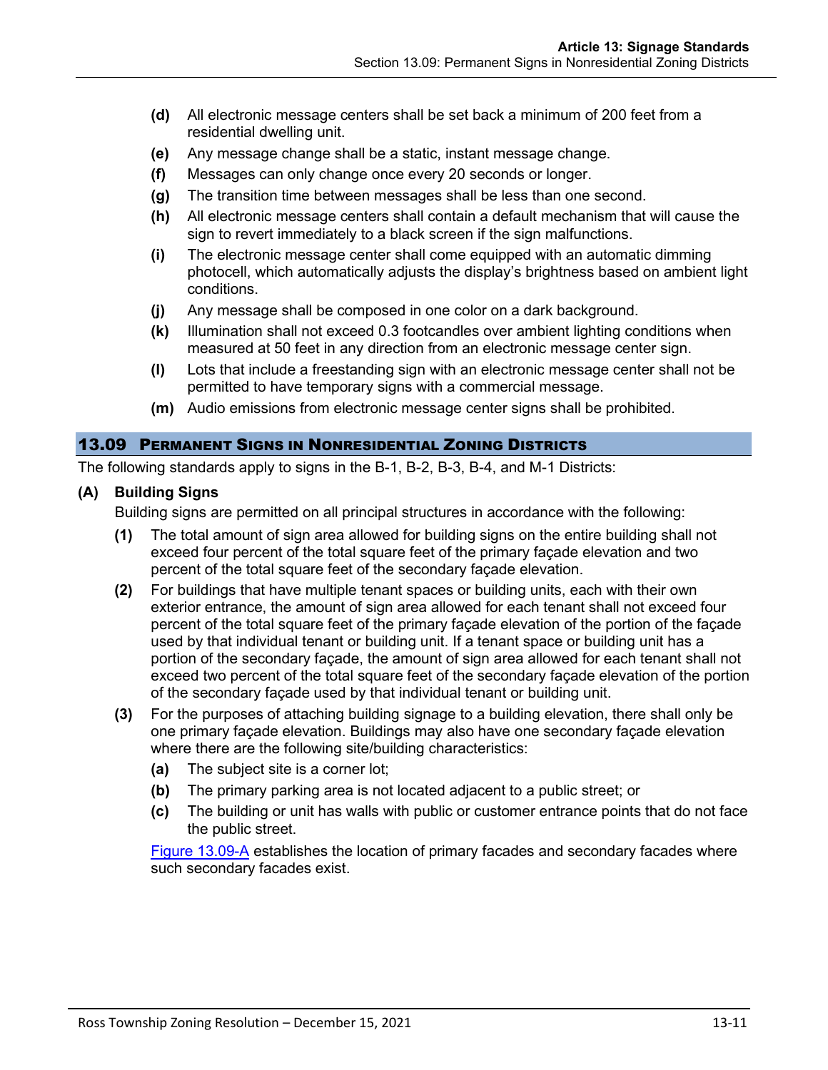- **(d)** All electronic message centers shall be set back a minimum of 200 feet from a residential dwelling unit.
- **(e)** Any message change shall be a static, instant message change.
- **(f)** Messages can only change once every 20 seconds or longer.
- **(g)** The transition time between messages shall be less than one second.
- **(h)** All electronic message centers shall contain a default mechanism that will cause the sign to revert immediately to a black screen if the sign malfunctions.
- **(i)** The electronic message center shall come equipped with an automatic dimming photocell, which automatically adjusts the display's brightness based on ambient light conditions.
- **(j)** Any message shall be composed in one color on a dark background.
- **(k)** Illumination shall not exceed 0.3 footcandles over ambient lighting conditions when measured at 50 feet in any direction from an electronic message center sign.
- **(l)** Lots that include a freestanding sign with an electronic message center shall not be permitted to have temporary signs with a commercial message.
- **(m)** Audio emissions from electronic message center signs shall be prohibited.

## 13.09 Permanent Signs in Nonresidential Zoning Districts

The following standards apply to signs in the B-1, B-2, B-3, B-4, and M-1 Districts:

### (A) Building Signs

Building signs are permitted on all principal structures in accordance with the following:

- **(1)** The total amount of sign area allowed for building signs on the entire building shall not exceed four percent of the total square feet of the primary façade elevation and two percent of the total square feet of the secondary façade elevation.
- **(2)** For buildings that have multiple tenant spaces or building units, each with their own exterior entrance, the amount of sign area allowed for each tenant shall not exceed four percent of the total square feet of the primary façade elevation of the portion of the façade used by that individual tenant or building unit. If a tenant space or building unit has a portion of the secondary façade, the amount of sign area allowed for each tenant shall not exceed two percent of the total square feet of the secondary façade elevation of the portion of the secondary façade used by that individual tenant or building unit.
- **(3)** For the purposes of attaching building signage to a building elevation, there shall only be one primary façade elevation. Buildings may also have one secondary façade elevation where there are the following site/building characteristics:
  - **(a)** The subject site is a corner lot;
  - **(b)** The primary parking area is not located adjacent to a public street; or
  - **(c)** The building or unit has walls with public or customer entrance points that do not face the public street.

  Figure 13.09-A establishes the location of primary facades and secondary facades where such secondary facades exist.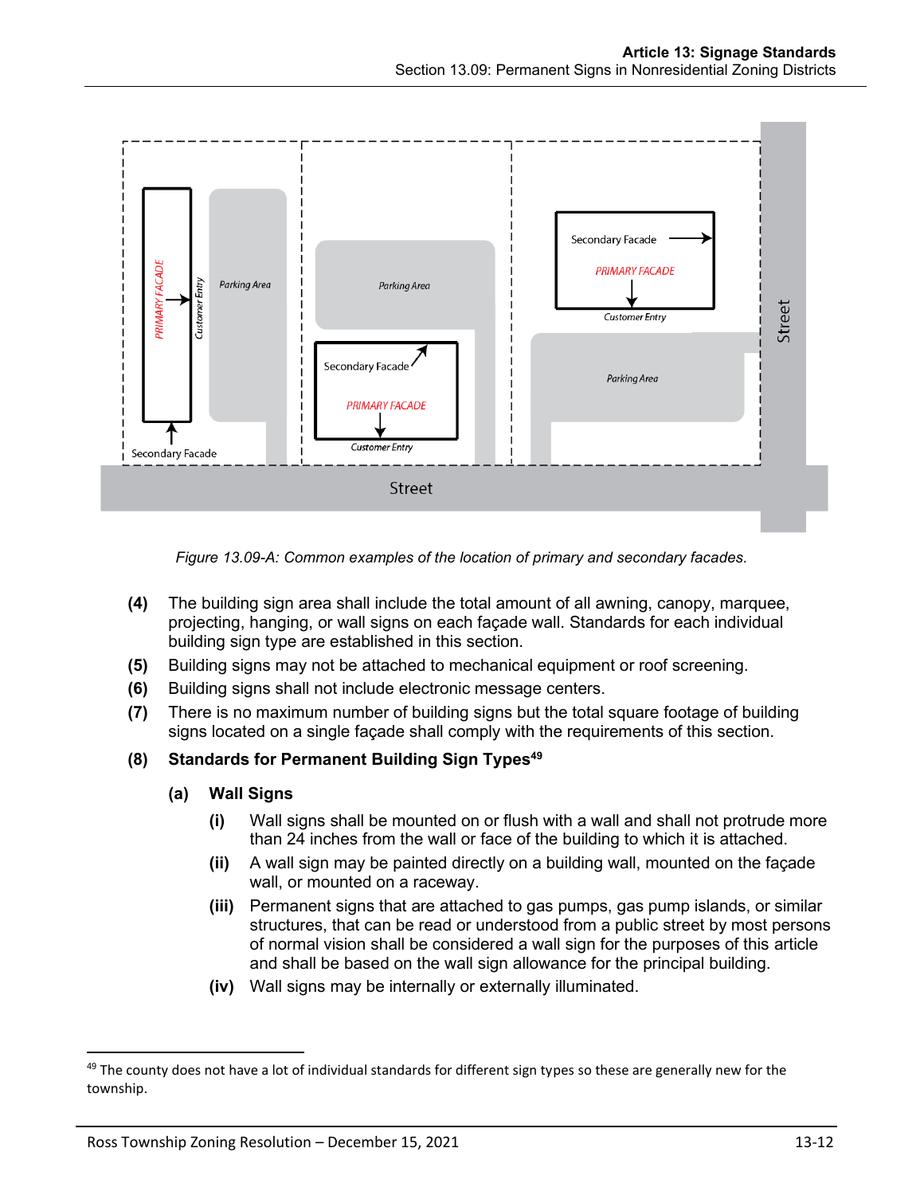*Figure 13.09-A: Common examples of the location of primary and secondary facades.*

**(4)** The building sign area shall include the total amount of all awning, canopy, marquee, projecting, hanging, or wall signs on each façade wall. Standards for each individual building sign type are established in this section.

**(5)** Building signs may not be attached to mechanical equipment or roof screening.

**(6)** Building signs shall not include electronic message centers.

**(7)** There is no maximum number of building signs but the total square footage of building signs located on a single façade shall comply with the requirements of this section.

**(8) Standards for Permanent Building Sign Types**[49]

**(a) Wall Signs**

**(i)** Wall signs shall be mounted on or flush with a wall and shall not protrude more than 24 inches from the wall or face of the building to which it is attached.

**(ii)** A wall sign may be painted directly on a building wall, mounted on the façade wall, or mounted on a raceway.

**(iii)** Permanent signs that are attached to gas pumps, gas pump islands, or similar structures, that can be read or understood from a public street by most persons of normal vision shall be considered a wall sign for the purposes of this article and shall be based on the wall sign allowance for the principal building.

**(iv)** Wall signs may be internally or externally illuminated.

---

[49] The county does not have a lot of individual standards for different sign types so these are generally new for the township.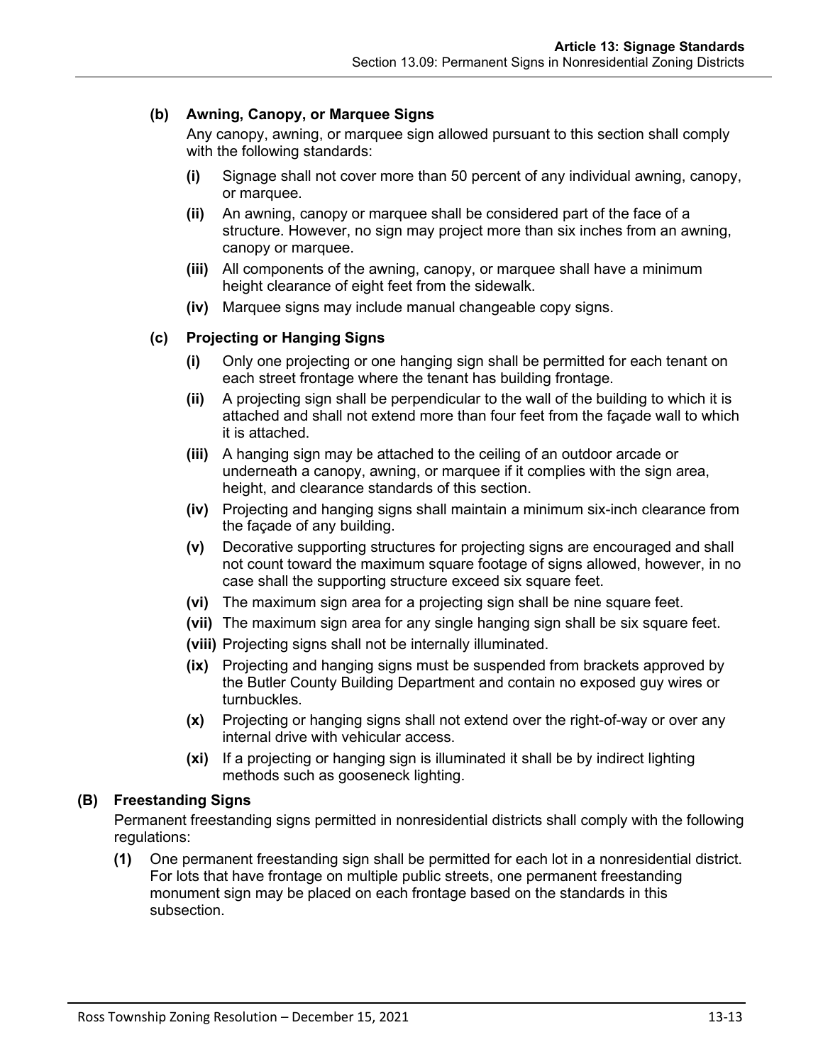#### (b) Awning, Canopy, or Marquee Signs

Any canopy, awning, or marquee sign allowed pursuant to this section shall comply with the following standards:

- **(i)** Signage shall not cover more than 50 percent of any individual awning, canopy, or marquee.
- **(ii)** An awning, canopy or marquee shall be considered part of the face of a structure. However, no sign may project more than six inches from an awning, canopy or marquee.
- **(iii)** All components of the awning, canopy, or marquee shall have a minimum height clearance of eight feet from the sidewalk.
- **(iv)** Marquee signs may include manual changeable copy signs.

#### (c) Projecting or Hanging Signs

- **(i)** Only one projecting or one hanging sign shall be permitted for each tenant on each street frontage where the tenant has building frontage.
- **(ii)** A projecting sign shall be perpendicular to the wall of the building to which it is attached and shall not extend more than four feet from the façade wall to which it is attached.
- **(iii)** A hanging sign may be attached to the ceiling of an outdoor arcade or underneath a canopy, awning, or marquee if it complies with the sign area, height, and clearance standards of this section.
- **(iv)** Projecting and hanging signs shall maintain a minimum six-inch clearance from the façade of any building.
- **(v)** Decorative supporting structures for projecting signs are encouraged and shall not count toward the maximum square footage of signs allowed, however, in no case shall the supporting structure exceed six square feet.
- **(vi)** The maximum sign area for a projecting sign shall be nine square feet.
- **(vii)** The maximum sign area for any single hanging sign shall be six square feet.
- **(viii)** Projecting signs shall not be internally illuminated.
- **(ix)** Projecting and hanging signs must be suspended from brackets approved by the Butler County Building Department and contain no exposed guy wires or turnbuckles.
- **(x)** Projecting or hanging signs shall not extend over the right-of-way or over any internal drive with vehicular access.
- **(xi)** If a projecting or hanging sign is illuminated it shall be by indirect lighting methods such as gooseneck lighting.

### (B) Freestanding Signs

Permanent freestanding signs permitted in nonresidential districts shall comply with the following regulations:

- **(1)** One permanent freestanding sign shall be permitted for each lot in a nonresidential district. For lots that have frontage on multiple public streets, one permanent freestanding monument sign may be placed on each frontage based on the standards in this subsection.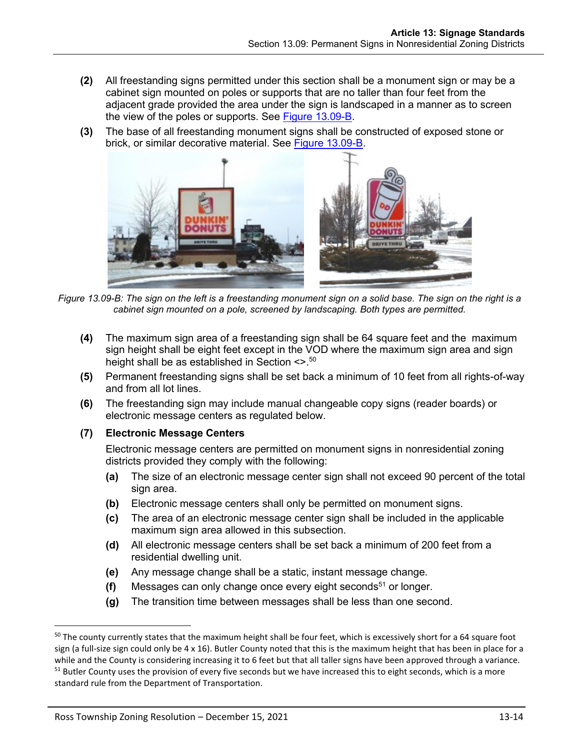(2) All freestanding signs permitted under this section shall be a monument sign or may be a cabinet sign mounted on poles or supports that are no taller than four feet from the adjacent grade provided the area under the sign is landscaped in a manner as to screen the view of the poles or supports. See Figure 13.09-B.

(3) The base of all freestanding monument signs shall be constructed of exposed stone or brick, or similar decorative material. See Figure 13.09-B.

*Figure 13.09-B: The sign on the left is a freestanding monument sign on a solid base. The sign on the right is a cabinet sign mounted on a pole, screened by landscaping. Both types are permitted.*

(4) The maximum sign area of a freestanding sign shall be 64 square feet and the maximum sign height shall be eight feet except in the VOD where the maximum sign area and sign height shall be as established in Section <>.[50]

(5) Permanent freestanding signs shall be set back a minimum of 10 feet from all rights-of-way and from all lot lines.

(6) The freestanding sign may include manual changeable copy signs (reader boards) or electronic message centers as regulated below.

**(7) Electronic Message Centers**

Electronic message centers are permitted on monument signs in nonresidential zoning districts provided they comply with the following:

(a) The size of an electronic message center sign shall not exceed 90 percent of the total sign area.

(b) Electronic message centers shall only be permitted on monument signs.

(c) The area of an electronic message center sign shall be included in the applicable maximum sign area allowed in this subsection.

(d) All electronic message centers shall be set back a minimum of 200 feet from a residential dwelling unit.

(e) Any message change shall be a static, instant message change.

(f) Messages can only change once every eight seconds[51] or longer.

(g) The transition time between messages shall be less than one second.

---

[50] The county currently states that the maximum height shall be four feet, which is excessively short for a 64 square foot sign (a full-size sign could only be 4 x 16). Butler County noted that this is the maximum height that has been in place for a while and the County is considering increasing it to 6 feet but that all taller signs have been approved through a variance.

[51] Butler County uses the provision of every five seconds but we have increased this to eight seconds, which is a more standard rule from the Department of Transportation.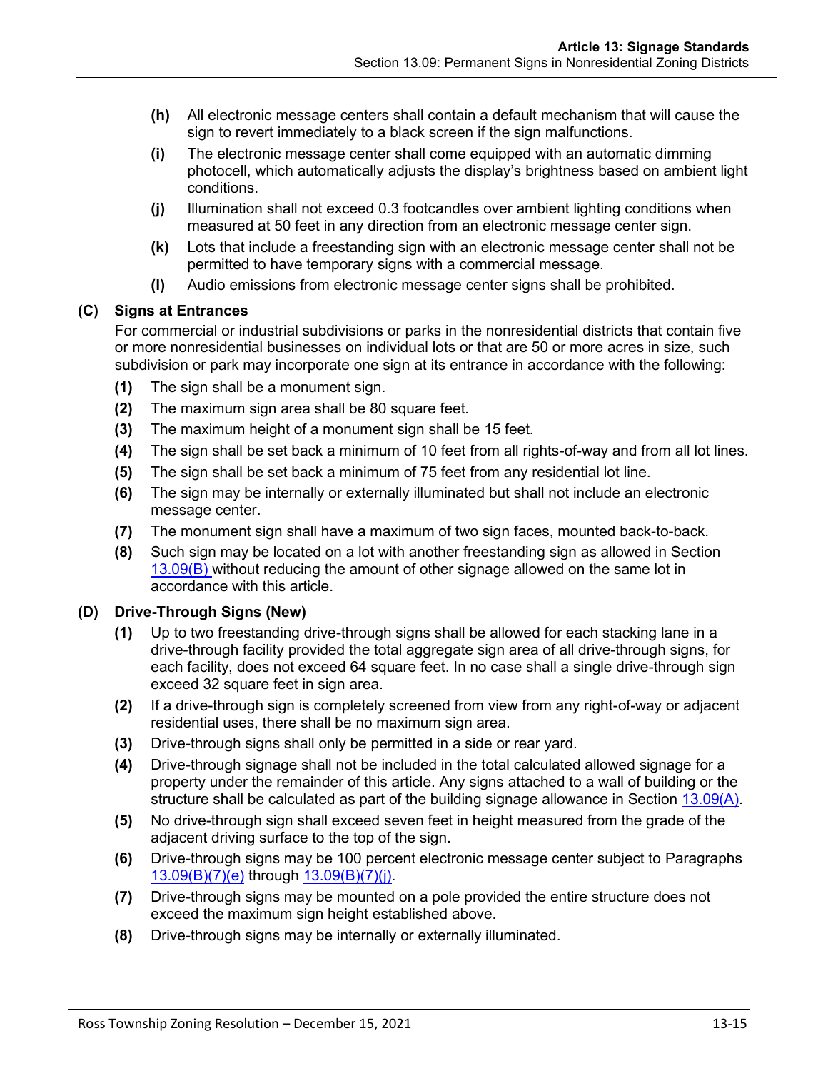(h) All electronic message centers shall contain a default mechanism that will cause the sign to revert immediately to a black screen if the sign malfunctions.

(i) The electronic message center shall come equipped with an automatic dimming photocell, which automatically adjusts the display's brightness based on ambient light conditions.

(j) Illumination shall not exceed 0.3 footcandles over ambient lighting conditions when measured at 50 feet in any direction from an electronic message center sign.

(k) Lots that include a freestanding sign with an electronic message center shall not be permitted to have temporary signs with a commercial message.

(l) Audio emissions from electronic message center signs shall be prohibited.

### (C) Signs at Entrances

For commercial or industrial subdivisions or parks in the nonresidential districts that contain five or more nonresidential businesses on individual lots or that are 50 or more acres in size, such subdivision or park may incorporate one sign at its entrance in accordance with the following:

(1) The sign shall be a monument sign.

(2) The maximum sign area shall be 80 square feet.

(3) The maximum height of a monument sign shall be 15 feet.

(4) The sign shall be set back a minimum of 10 feet from all rights-of-way and from all lot lines.

(5) The sign shall be set back a minimum of 75 feet from any residential lot line.

(6) The sign may be internally or externally illuminated but shall not include an electronic message center.

(7) The monument sign shall have a maximum of two sign faces, mounted back-to-back.

(8) Such sign may be located on a lot with another freestanding sign as allowed in Section 13.09(B) without reducing the amount of other signage allowed on the same lot in accordance with this article.

### (D) Drive-Through Signs (New)

(1) Up to two freestanding drive-through signs shall be allowed for each stacking lane in a drive-through facility provided the total aggregate sign area of all drive-through signs, for each facility, does not exceed 64 square feet. In no case shall a single drive-through sign exceed 32 square feet in sign area.

(2) If a drive-through sign is completely screened from view from any right-of-way or adjacent residential uses, there shall be no maximum sign area.

(3) Drive-through signs shall only be permitted in a side or rear yard.

(4) Drive-through signage shall not be included in the total calculated allowed signage for a property under the remainder of this article. Any signs attached to a wall of building or the structure shall be calculated as part of the building signage allowance in Section 13.09(A).

(5) No drive-through sign shall exceed seven feet in height measured from the grade of the adjacent driving surface to the top of the sign.

(6) Drive-through signs may be 100 percent electronic message center subject to Paragraphs 13.09(B)(7)(e) through 13.09(B)(7)(j).

(7) Drive-through signs may be mounted on a pole provided the entire structure does not exceed the maximum sign height established above.

(8) Drive-through signs may be internally or externally illuminated.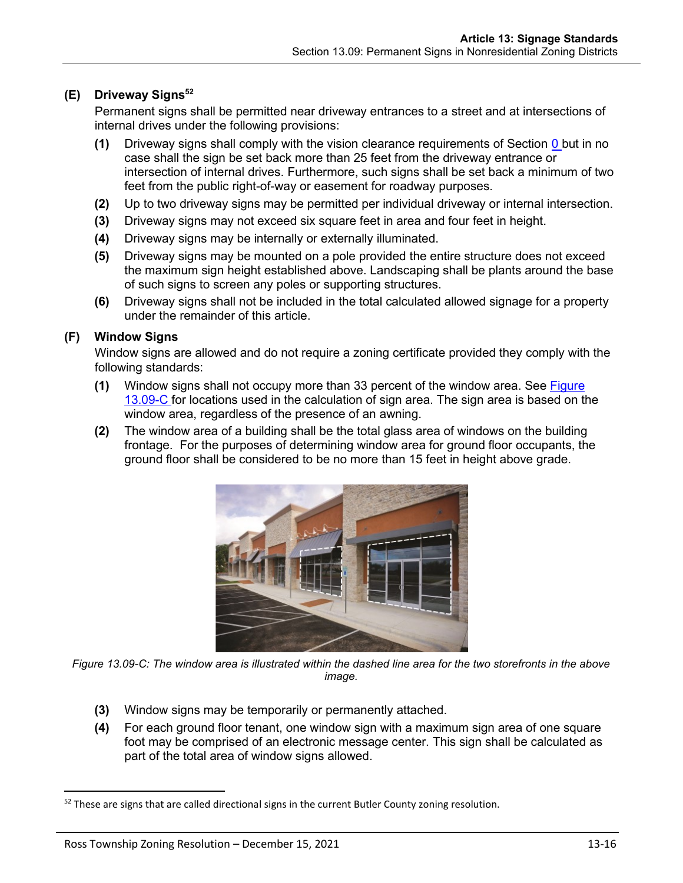### (E) Driveway Signs[52]

Permanent signs shall be permitted near driveway entrances to a street and at intersections of internal drives under the following provisions:

**(1)** Driveway signs shall comply with the vision clearance requirements of Section 0 but in no case shall the sign be set back more than 25 feet from the driveway entrance or intersection of internal drives. Furthermore, such signs shall be set back a minimum of two feet from the public right-of-way or easement for roadway purposes.

**(2)** Up to two driveway signs may be permitted per individual driveway or internal intersection.

**(3)** Driveway signs may not exceed six square feet in area and four feet in height.

**(4)** Driveway signs may be internally or externally illuminated.

**(5)** Driveway signs may be mounted on a pole provided the entire structure does not exceed the maximum sign height established above. Landscaping shall be plants around the base of such signs to screen any poles or supporting structures.

**(6)** Driveway signs shall not be included in the total calculated allowed signage for a property under the remainder of this article.

### (F) Window Signs

Window signs are allowed and do not require a zoning certificate provided they comply with the following standards:

**(1)** Window signs shall not occupy more than 33 percent of the window area. See Figure 13.09-C for locations used in the calculation of sign area. The sign area is based on the window area, regardless of the presence of an awning.

**(2)** The window area of a building shall be the total glass area of windows on the building frontage. For the purposes of determining window area for ground floor occupants, the ground floor shall be considered to be no more than 15 feet in height above grade.

*Figure 13.09-C: The window area is illustrated within the dashed line area for the two storefronts in the above image.*

**(3)** Window signs may be temporarily or permanently attached.

**(4)** For each ground floor tenant, one window sign with a maximum sign area of one square foot may be comprised of an electronic message center. This sign shall be calculated as part of the total area of window signs allowed.

---

[52] These are signs that are called directional signs in the current Butler County zoning resolution.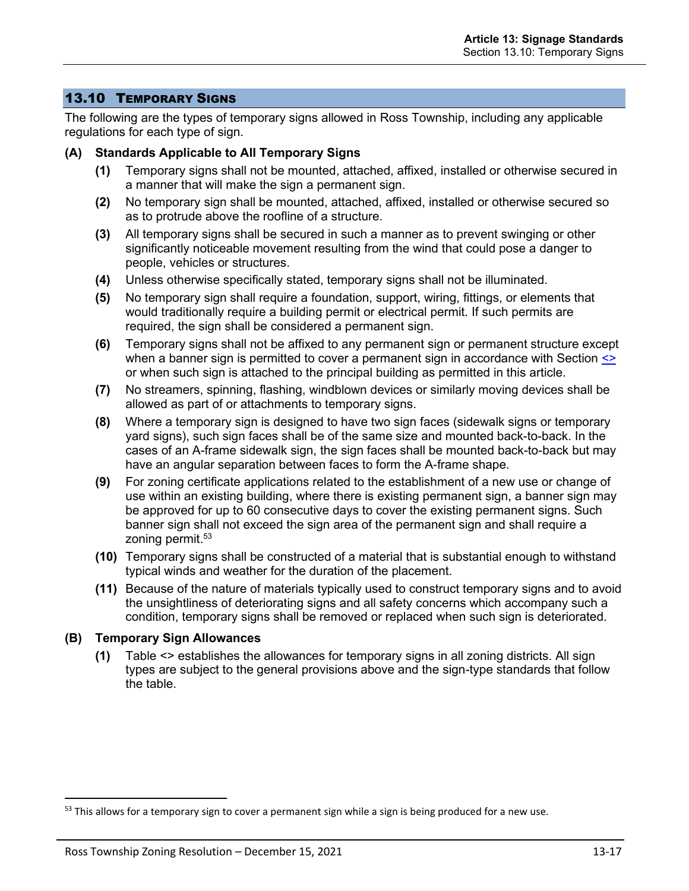## 13.10 Temporary Signs

The following are the types of temporary signs allowed in Ross Township, including any applicable regulations for each type of sign.

### (A) Standards Applicable to All Temporary Signs

**(1)** Temporary signs shall not be mounted, attached, affixed, installed or otherwise secured in a manner that will make the sign a permanent sign.

**(2)** No temporary sign shall be mounted, attached, affixed, installed or otherwise secured so as to protrude above the roofline of a structure.

**(3)** All temporary signs shall be secured in such a manner as to prevent swinging or other significantly noticeable movement resulting from the wind that could pose a danger to people, vehicles or structures.

**(4)** Unless otherwise specifically stated, temporary signs shall not be illuminated.

**(5)** No temporary sign shall require a foundation, support, wiring, fittings, or elements that would traditionally require a building permit or electrical permit. If such permits are required, the sign shall be considered a permanent sign.

**(6)** Temporary signs shall not be affixed to any permanent sign or permanent structure except when a banner sign is permitted to cover a permanent sign in accordance with Section <> or when such sign is attached to the principal building as permitted in this article.

**(7)** No streamers, spinning, flashing, windblown devices or similarly moving devices shall be allowed as part of or attachments to temporary signs.

**(8)** Where a temporary sign is designed to have two sign faces (sidewalk signs or temporary yard signs), such sign faces shall be of the same size and mounted back-to-back. In the cases of an A-frame sidewalk sign, the sign faces shall be mounted back-to-back but may have an angular separation between faces to form the A-frame shape.

**(9)** For zoning certificate applications related to the establishment of a new use or change of use within an existing building, where there is existing permanent sign, a banner sign may be approved for up to 60 consecutive days to cover the existing permanent signs. Such banner sign shall not exceed the sign area of the permanent sign and shall require a zoning permit.[53]

**(10)** Temporary signs shall be constructed of a material that is substantial enough to withstand typical winds and weather for the duration of the placement.

**(11)** Because of the nature of materials typically used to construct temporary signs and to avoid the unsightliness of deteriorating signs and all safety concerns which accompany such a condition, temporary signs shall be removed or replaced when such sign is deteriorated.

### (B) Temporary Sign Allowances

**(1)** Table <> establishes the allowances for temporary signs in all zoning districts. All sign types are subject to the general provisions above and the sign-type standards that follow the table.

---

[53] This allows for a temporary sign to cover a permanent sign while a sign is being produced for a new use.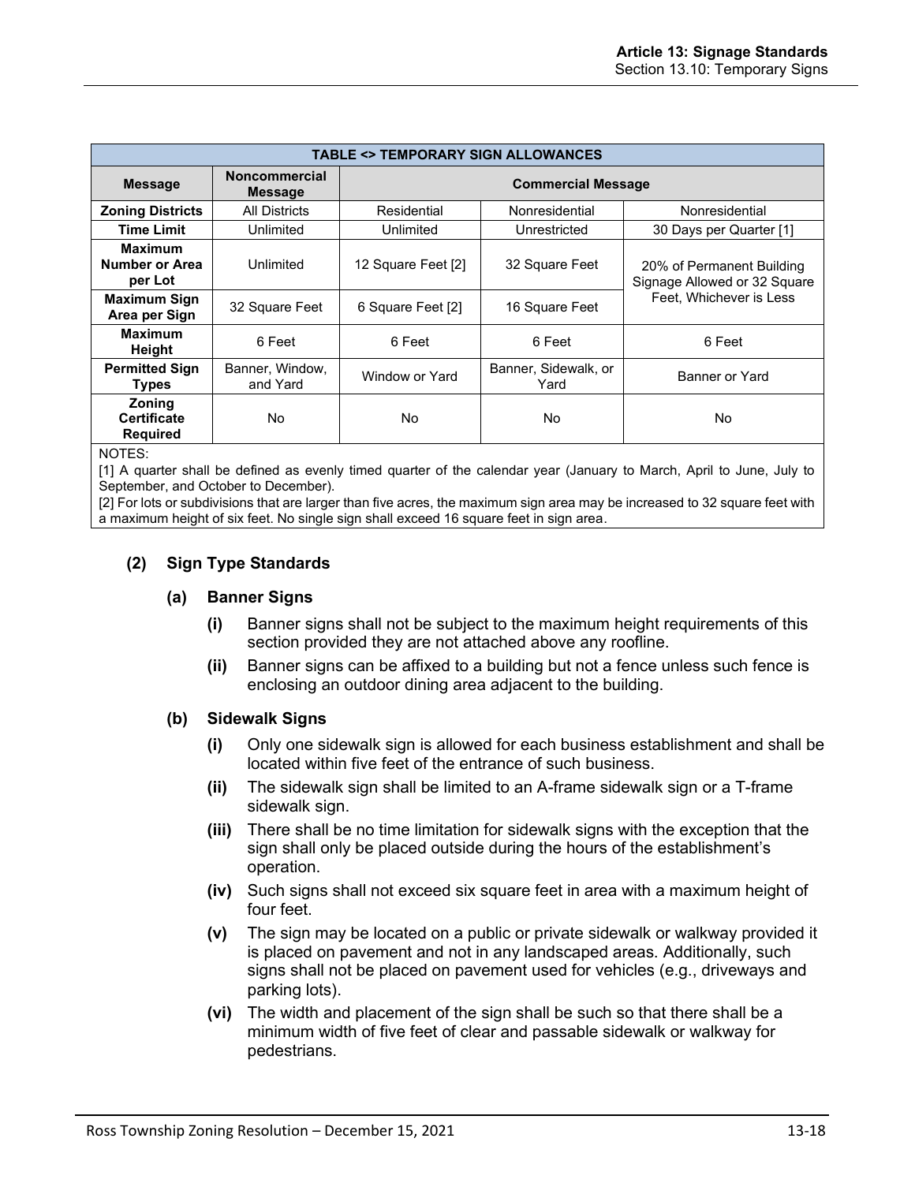| TABLE <> TEMPORARY SIGN ALLOWANCES | | | | |
|---|---|---|---|---|
| **Message** | **Noncommercial Message** | **Commercial Message** | | |
| **Zoning Districts** | All Districts | Residential | Nonresidential | Nonresidential |
| **Time Limit** | Unlimited | Unlimited | Unrestricted | 30 Days per Quarter [1] |
| **Maximum Number or Area per Lot** | Unlimited | 12 Square Feet [2] | 32 Square Feet | 20% of Permanent Building Signage Allowed or 32 Square Feet, Whichever is Less |
| **Maximum Sign Area per Sign** | 32 Square Feet | 6 Square Feet [2] | 16 Square Feet | |
| **Maximum Height** | 6 Feet | 6 Feet | 6 Feet | 6 Feet |
| **Permitted Sign Types** | Banner, Window, and Yard | Window or Yard | Banner, Sidewalk, or Yard | Banner or Yard |
| **Zoning Certificate Required** | No | No | No | No |

NOTES:

[1] A quarter shall be defined as evenly timed quarter of the calendar year (January to March, April to June, July to September, and October to December).

[2] For lots or subdivisions that are larger than five acres, the maximum sign area may be increased to 32 square feet with a maximum height of six feet. No single sign shall exceed 16 square feet in sign area.

### (2) Sign Type Standards

#### (a) Banner Signs

**(i)** Banner signs shall not be subject to the maximum height requirements of this section provided they are not attached above any roofline.

**(ii)** Banner signs can be affixed to a building but not a fence unless such fence is enclosing an outdoor dining area adjacent to the building.

#### (b) Sidewalk Signs

**(i)** Only one sidewalk sign is allowed for each business establishment and shall be located within five feet of the entrance of such business.

**(ii)** The sidewalk sign shall be limited to an A-frame sidewalk sign or a T-frame sidewalk sign.

**(iii)** There shall be no time limitation for sidewalk signs with the exception that the sign shall only be placed outside during the hours of the establishment's operation.

**(iv)** Such signs shall not exceed six square feet in area with a maximum height of four feet.

**(v)** The sign may be located on a public or private sidewalk or walkway provided it is placed on pavement and not in any landscaped areas. Additionally, such signs shall not be placed on pavement used for vehicles (e.g., driveways and parking lots).

**(vi)** The width and placement of the sign shall be such so that there shall be a minimum width of five feet of clear and passable sidewalk or walkway for pedestrians.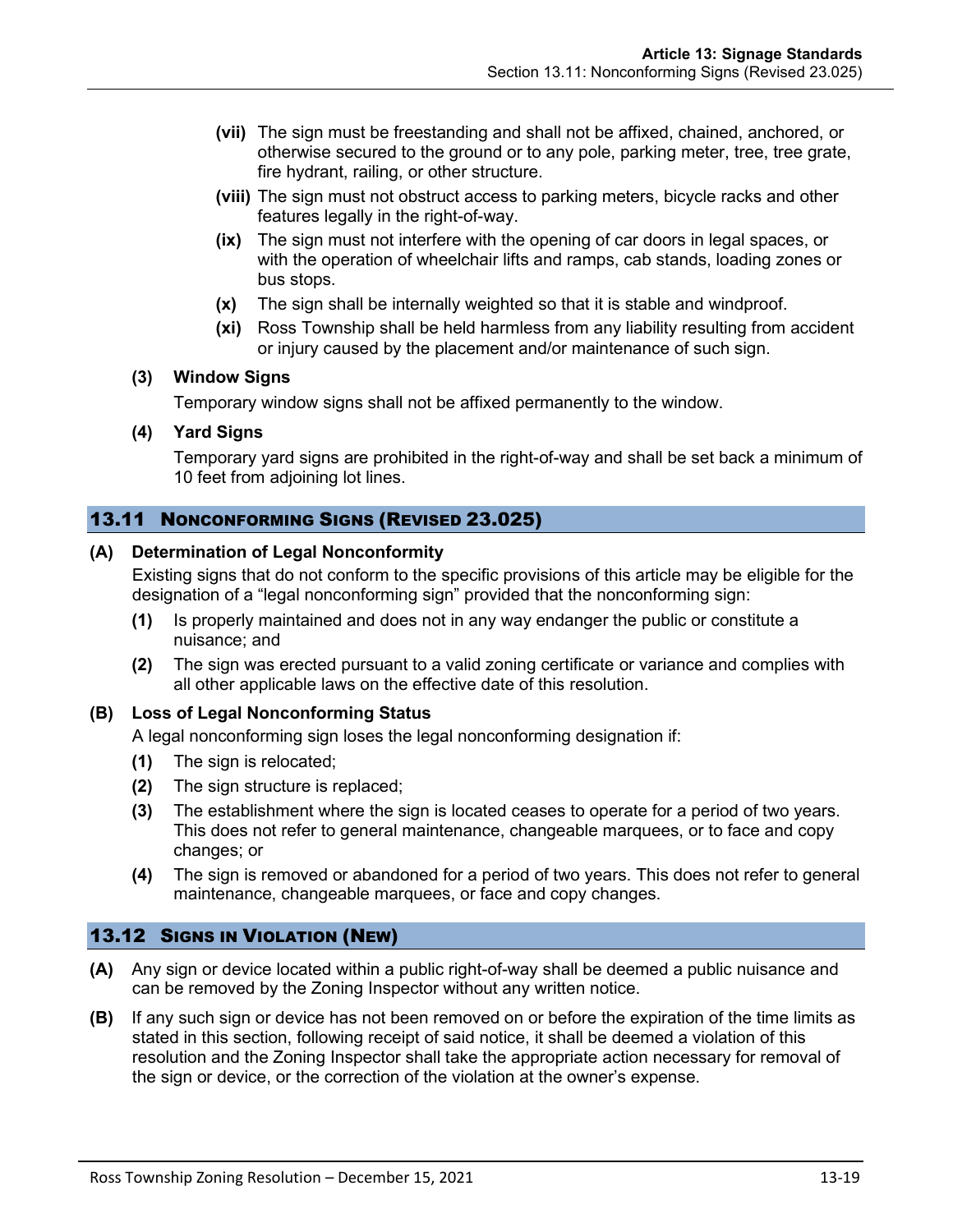- **(vii)** The sign must be freestanding and shall not be affixed, chained, anchored, or otherwise secured to the ground or to any pole, parking meter, tree, tree grate, fire hydrant, railing, or other structure.
- **(viii)** The sign must not obstruct access to parking meters, bicycle racks and other features legally in the right-of-way.
- **(ix)** The sign must not interfere with the opening of car doors in legal spaces, or with the operation of wheelchair lifts and ramps, cab stands, loading zones or bus stops.
- **(x)** The sign shall be internally weighted so that it is stable and windproof.
- **(xi)** Ross Township shall be held harmless from any liability resulting from accident or injury caused by the placement and/or maintenance of such sign.

**(3) Window Signs**

Temporary window signs shall not be affixed permanently to the window.

**(4) Yard Signs**

Temporary yard signs are prohibited in the right-of-way and shall be set back a minimum of 10 feet from adjoining lot lines.

## 13.11 Nonconforming Signs (Revised 23.025)

**(A) Determination of Legal Nonconformity**

Existing signs that do not conform to the specific provisions of this article may be eligible for the designation of a "legal nonconforming sign" provided that the nonconforming sign:

- **(1)** Is properly maintained and does not in any way endanger the public or constitute a nuisance; and
- **(2)** The sign was erected pursuant to a valid zoning certificate or variance and complies with all other applicable laws on the effective date of this resolution.

**(B) Loss of Legal Nonconforming Status**

A legal nonconforming sign loses the legal nonconforming designation if:

- **(1)** The sign is relocated;
- **(2)** The sign structure is replaced;
- **(3)** The establishment where the sign is located ceases to operate for a period of two years. This does not refer to general maintenance, changeable marquees, or to face and copy changes; or
- **(4)** The sign is removed or abandoned for a period of two years. This does not refer to general maintenance, changeable marquees, or face and copy changes.

## 13.12 Signs in Violation (New)

**(A)** Any sign or device located within a public right-of-way shall be deemed a public nuisance and can be removed by the Zoning Inspector without any written notice.

**(B)** If any such sign or device has not been removed on or before the expiration of the time limits as stated in this section, following receipt of said notice, it shall be deemed a violation of this resolution and the Zoning Inspector shall take the appropriate action necessary for removal of the sign or device, or the correction of the violation at the owner's expense.